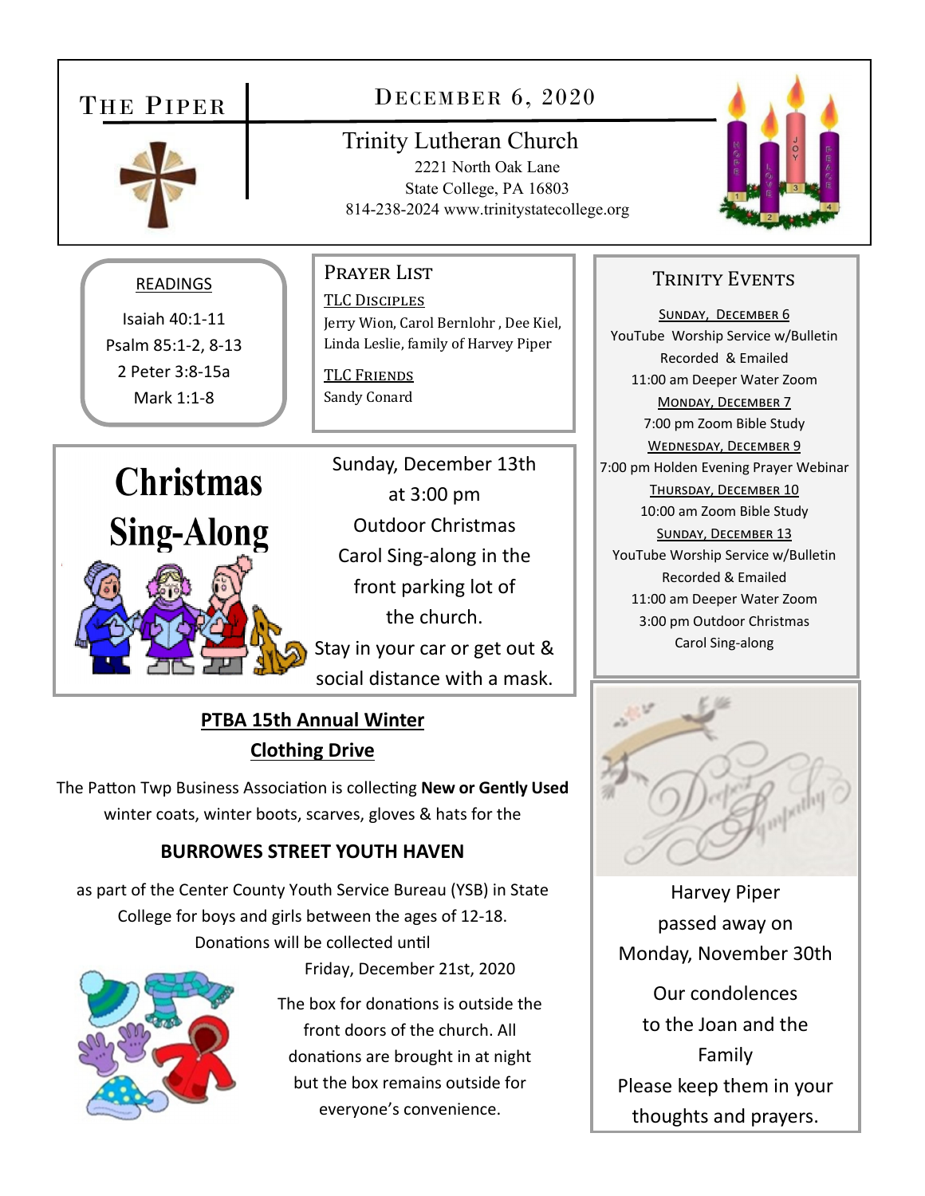# The Piper

## December 6, 2020

**Trinity Lutheran Church**
2221 North Oak Lane
State College, PA 16803
814-238-2024 www.trinitystatecollege.org

### READINGS

Isaiah 40:1-11
Psalm 85:1-2, 8-13
2 Peter 3:8-15a
Mark 1:1-8

### Prayer List

**TLC Disciples**
Jerry Wion, Carol Bernlohr , Dee Kiel, Linda Leslie, family of Harvey Piper

**TLC Friends**
Sandy Conard

### Trinity Events

**Sunday, December 6**
YouTube Worship Service w/Bulletin Recorded & Emailed
11:00 am Deeper Water Zoom

**Monday, December 7**
7:00 pm Zoom Bible Study

**Wednesday, December 9**
7:00 pm Holden Evening Prayer Webinar

**Thursday, December 10**
10:00 am Zoom Bible Study

**Sunday, December 13**
YouTube Worship Service w/Bulletin Recorded & Emailed
11:00 am Deeper Water Zoom
3:00 pm Outdoor Christmas Carol Sing-along

## Christmas Sing-Along

Sunday, December 13th at 3:00 pm
Outdoor Christmas Carol Sing-along in the front parking lot of the church.
Stay in your car or get out & social distance with a mask.

## PTBA 15th Annual Winter Clothing Drive

The Patton Twp Business Association is collecting **New or Gently Used** winter coats, winter boots, scarves, gloves & hats for the

**BURROWES STREET YOUTH HAVEN**

as part of the Center County Youth Service Bureau (YSB) in State College for boys and girls between the ages of 12-18.
Donations will be collected until
Friday, December 21st, 2020

The box for donations is outside the front doors of the church. All donations are brought in at night but the box remains outside for everyone's convenience.

Deepest Sympathy

Harvey Piper passed away on Monday, November 30th

Our condolences to the Joan and the Family
Please keep them in your thoughts and prayers.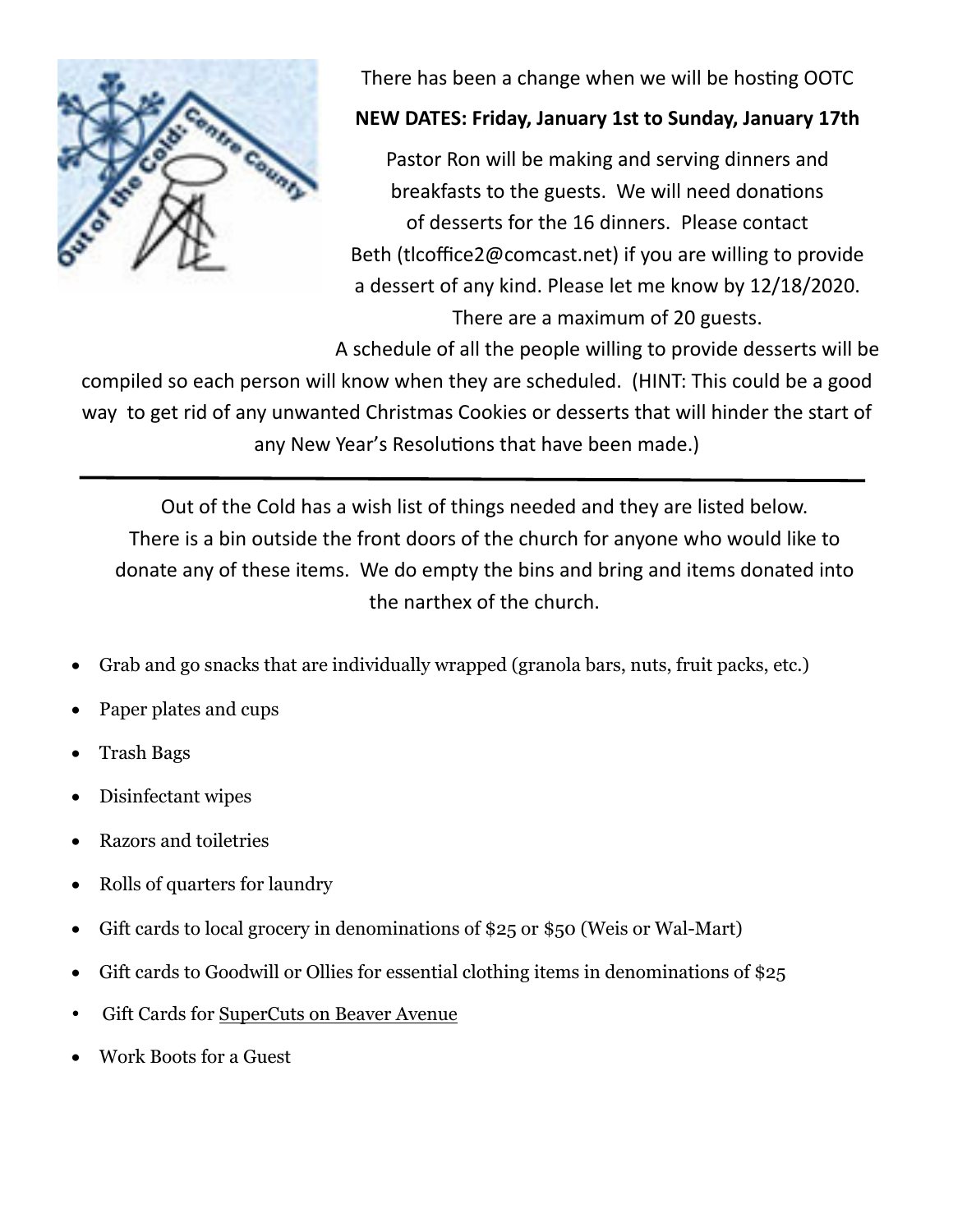There has been a change when we will be hosting OOTC

**NEW DATES: Friday, January 1st to Sunday, January 17th**

Pastor Ron will be making and serving dinners and breakfasts to the guests. We will need donations of desserts for the 16 dinners. Please contact Beth (tlcoffice2@comcast.net) if you are willing to provide a dessert of any kind. Please let me know by 12/18/2020. There are a maximum of 20 guests.

A schedule of all the people willing to provide desserts will be compiled so each person will know when they are scheduled. (HINT: This could be a good way to get rid of any unwanted Christmas Cookies or desserts that will hinder the start of any New Year's Resolutions that have been made.)

---

Out of the Cold has a wish list of things needed and they are listed below. There is a bin outside the front doors of the church for anyone who would like to donate any of these items. We do empty the bins and bring and items donated into the narthex of the church.

- Grab and go snacks that are individually wrapped (granola bars, nuts, fruit packs, etc.)
- Paper plates and cups
- Trash Bags
- Disinfectant wipes
- Razors and toiletries
- Rolls of quarters for laundry
- Gift cards to local grocery in denominations of $25 or $50 (Weis or Wal-Mart)
- Gift cards to Goodwill or Ollies for essential clothing items in denominations of $25
- Gift Cards for SuperCuts on Beaver Avenue
- Work Boots for a Guest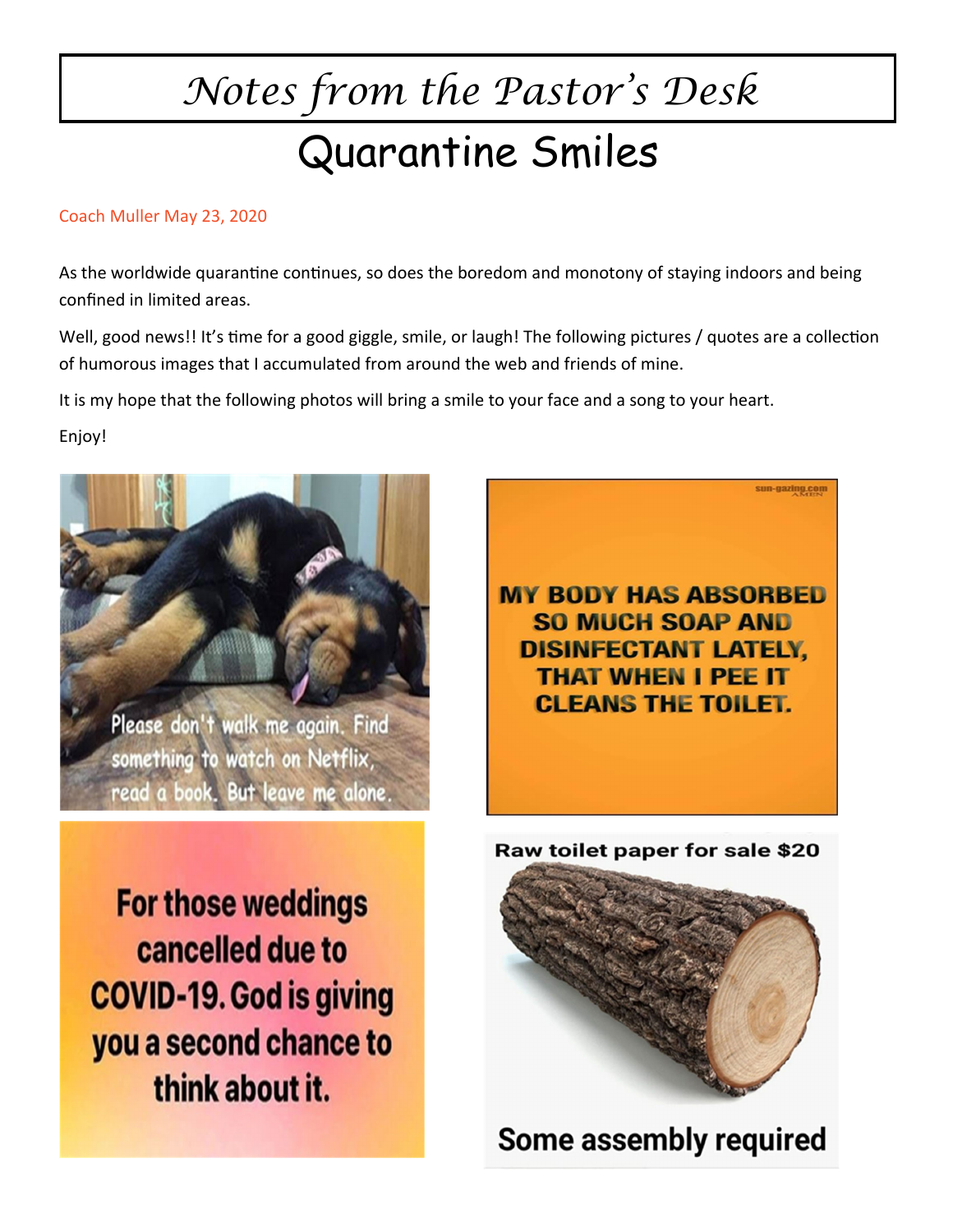# *Notes from the Pastor's Desk*

## Quarantine Smiles

Coach Muller May 23, 2020

As the worldwide quarantine continues, so does the boredom and monotony of staying indoors and being confined in limited areas.

Well, good news!! It's time for a good giggle, smile, or laugh! The following pictures / quotes are a collection of humorous images that I accumulated from around the web and friends of mine.

It is my hope that the following photos will bring a smile to your face and a song to your heart.

Enjoy!

Please don't walk me again. Find something to watch on Netflix, read a book. But leave me alone.

sun-gazing.com

MY BODY HAS ABSORBED SO MUCH SOAP AND DISINFECTANT LATELY, THAT WHEN I PEE IT CLEANS THE TOILET.

For those weddings cancelled due to COVID-19. God is giving you a second chance to think about it.

Raw toilet paper for sale $20

Some assembly required